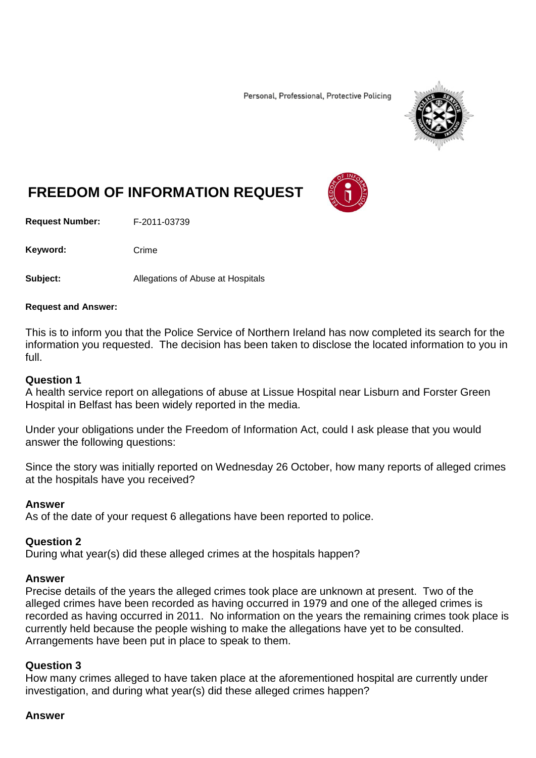Personal, Professional, Protective Policing

# FREEDOM OF INFORMATION REQUEST

**Request Number:** F-2011-03739

**Keyword:** Crime

**Subject:** Allegations of Abuse at Hospitals

**Request and Answer:**

This is to inform you that the Police Service of Northern Ireland has now completed its search for the information you requested. The decision has been taken to disclose the located information to you in full.

### Question 1

A health service report on allegations of abuse at Lissue Hospital near Lisburn and Forster Green Hospital in Belfast has been widely reported in the media.

Under your obligations under the Freedom of Information Act, could I ask please that you would answer the following questions:

Since the story was initially reported on Wednesday 26 October, how many reports of alleged crimes at the hospitals have you received?

### Answer

As of the date of your request 6 allegations have been reported to police.

### Question 2

During what year(s) did these alleged crimes at the hospitals happen?

### Answer

Precise details of the years the alleged crimes took place are unknown at present. Two of the alleged crimes have been recorded as having occurred in 1979 and one of the alleged crimes is recorded as having occurred in 2011. No information on the years the remaining crimes took place is currently held because the people wishing to make the allegations have yet to be consulted. Arrangements have been put in place to speak to them.

### Question 3

How many crimes alleged to have taken place at the aforementioned hospital are currently under investigation, and during what year(s) did these alleged crimes happen?

### Answer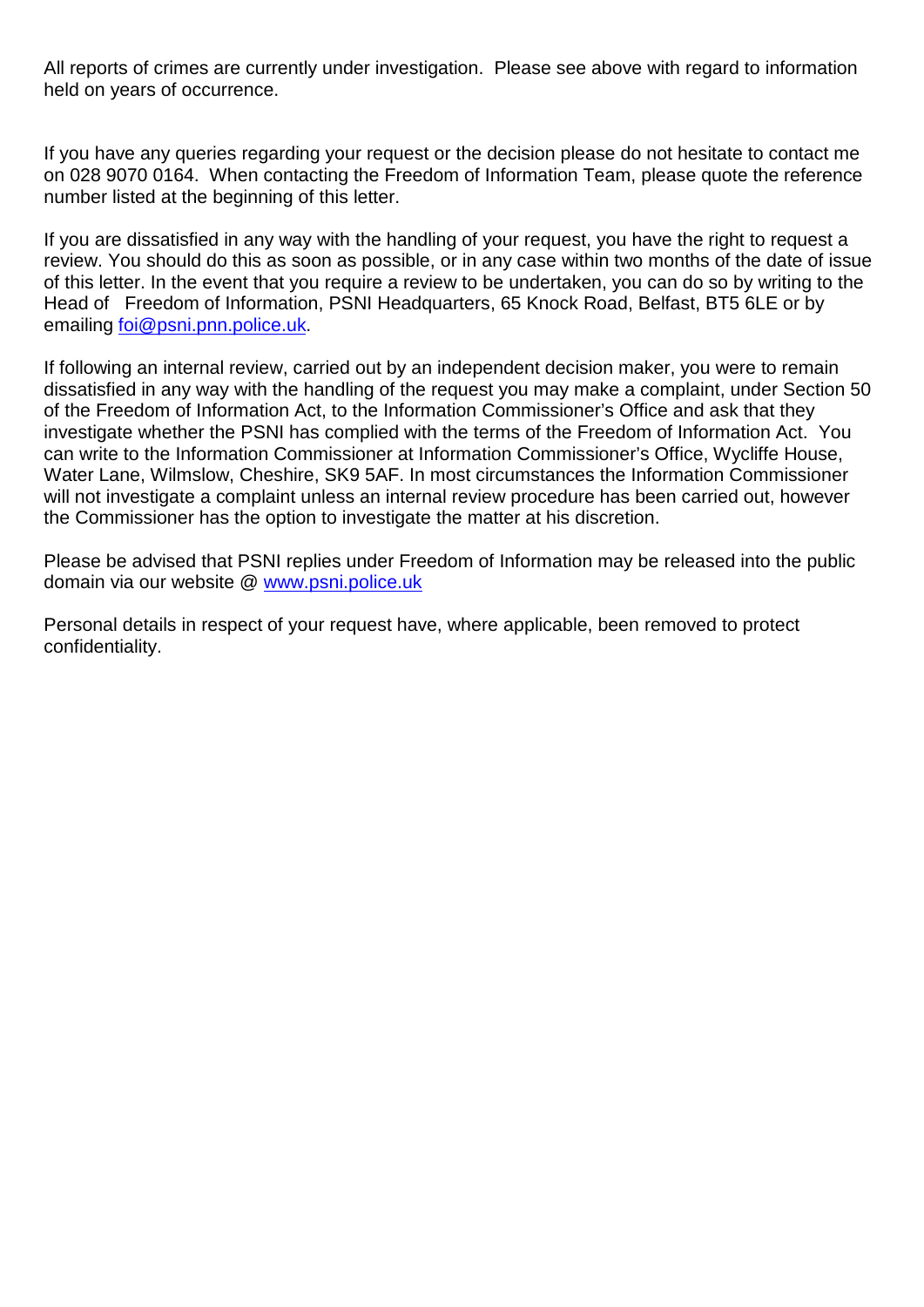All reports of crimes are currently under investigation. Please see above with regard to information held on years of occurrence.

If you have any queries regarding your request or the decision please do not hesitate to contact me on 028 9070 0164. When contacting the Freedom of Information Team, please quote the reference number listed at the beginning of this letter.

If you are dissatisfied in any way with the handling of your request, you have the right to request a review. You should do this as soon as possible, or in any case within two months of the date of issue of this letter. In the event that you require a review to be undertaken, you can do so by writing to the Head of Freedom of Information, PSNI Headquarters, 65 Knock Road, Belfast, BT5 6LE or by emailing [foi@psni.pnn.police.uk](mailto:foi@psni.pnn.police.uk).

If following an internal review, carried out by an independent decision maker, you were to remain dissatisfied in any way with the handling of the request you may make a complaint, under Section 50 of the Freedom of Information Act, to the Information Commissioner's Office and ask that they investigate whether the PSNI has complied with the terms of the Freedom of Information Act. You can write to the Information Commissioner at Information Commissioner's Office, Wycliffe House, Water Lane, Wilmslow, Cheshire, SK9 5AF. In most circumstances the Information Commissioner will not investigate a complaint unless an internal review procedure has been carried out, however the Commissioner has the option to investigate the matter at his discretion.

Please be advised that PSNI replies under Freedom of Information may be released into the public domain via our website @ [www.psni.police.uk](http://www.psni.police.uk)

Personal details in respect of your request have, where applicable, been removed to protect confidentiality.